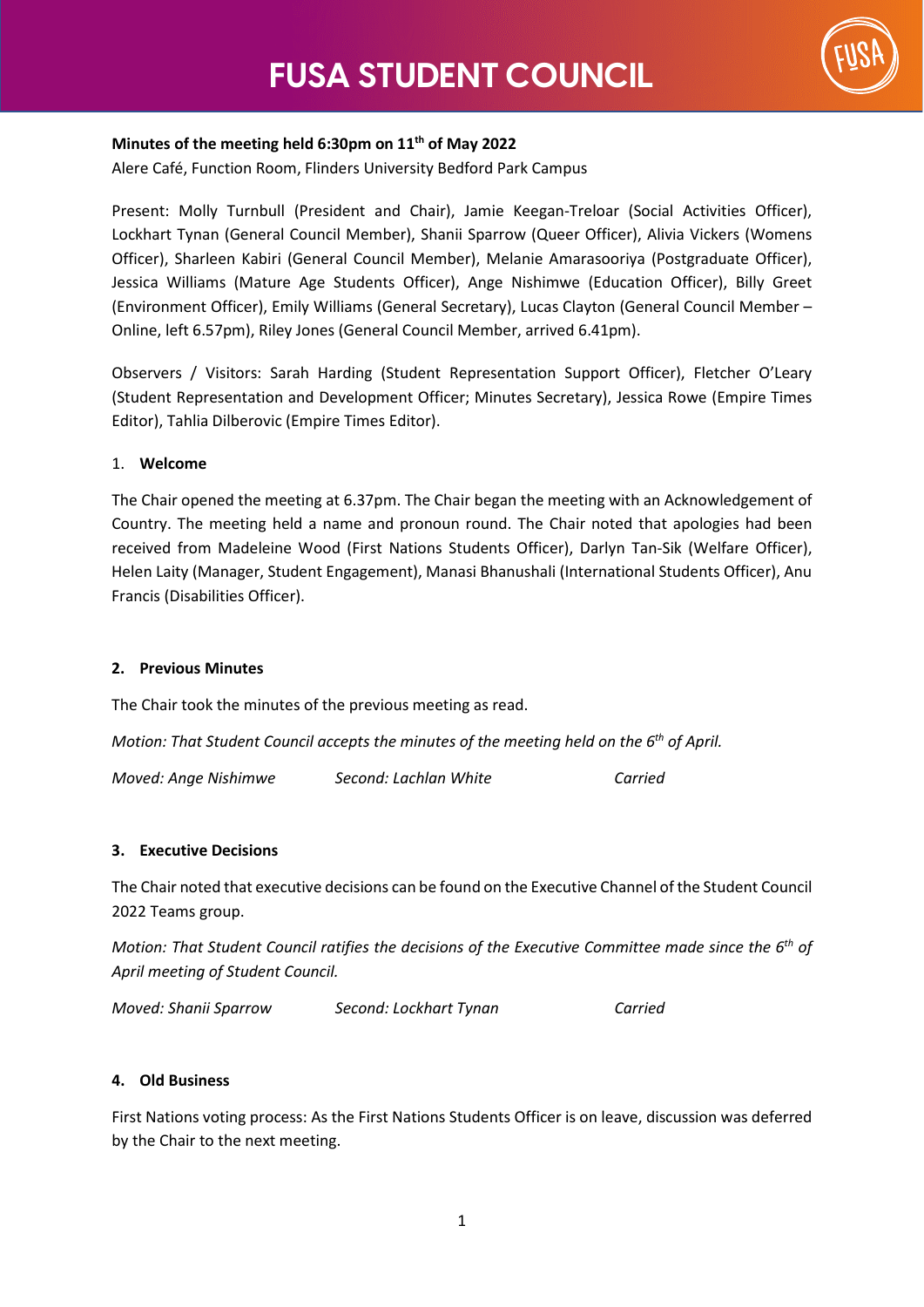# FUSA STUDENT COUNCIL

**Minutes of the meeting held 6:30pm on 11th of May 2022**

Alere Café, Function Room, Flinders University Bedford Park Campus

Present: Molly Turnbull (President and Chair), Jamie Keegan-Treloar (Social Activities Officer), Lockhart Tynan (General Council Member), Shanii Sparrow (Queer Officer), Alivia Vickers (Womens Officer), Sharleen Kabiri (General Council Member), Melanie Amarasooriya (Postgraduate Officer), Jessica Williams (Mature Age Students Officer), Ange Nishimwe (Education Officer), Billy Greet (Environment Officer), Emily Williams (General Secretary), Lucas Clayton (General Council Member – Online, left 6.57pm), Riley Jones (General Council Member, arrived 6.41pm).

Observers / Visitors: Sarah Harding (Student Representation Support Officer), Fletcher O'Leary (Student Representation and Development Officer; Minutes Secretary), Jessica Rowe (Empire Times Editor), Tahlia Dilberovic (Empire Times Editor).

## 1. Welcome

The Chair opened the meeting at 6.37pm. The Chair began the meeting with an Acknowledgement of Country. The meeting held a name and pronoun round. The Chair noted that apologies had been received from Madeleine Wood (First Nations Students Officer), Darlyn Tan-Sik (Welfare Officer), Helen Laity (Manager, Student Engagement), Manasi Bhanushali (International Students Officer), Anu Francis (Disabilities Officer).

## 2. Previous Minutes

The Chair took the minutes of the previous meeting as read.

*Motion: That Student Council accepts the minutes of the meeting held on the 6th of April.*

*Moved: Ange Nishimwe* *Second: Lachlan White* *Carried*

## 3. Executive Decisions

The Chair noted that executive decisions can be found on the Executive Channel of the Student Council 2022 Teams group.

*Motion: That Student Council ratifies the decisions of the Executive Committee made since the 6th of April meeting of Student Council.*

*Moved: Shanii Sparrow* *Second: Lockhart Tynan* *Carried*

## 4. Old Business

First Nations voting process: As the First Nations Students Officer is on leave, discussion was deferred by the Chair to the next meeting.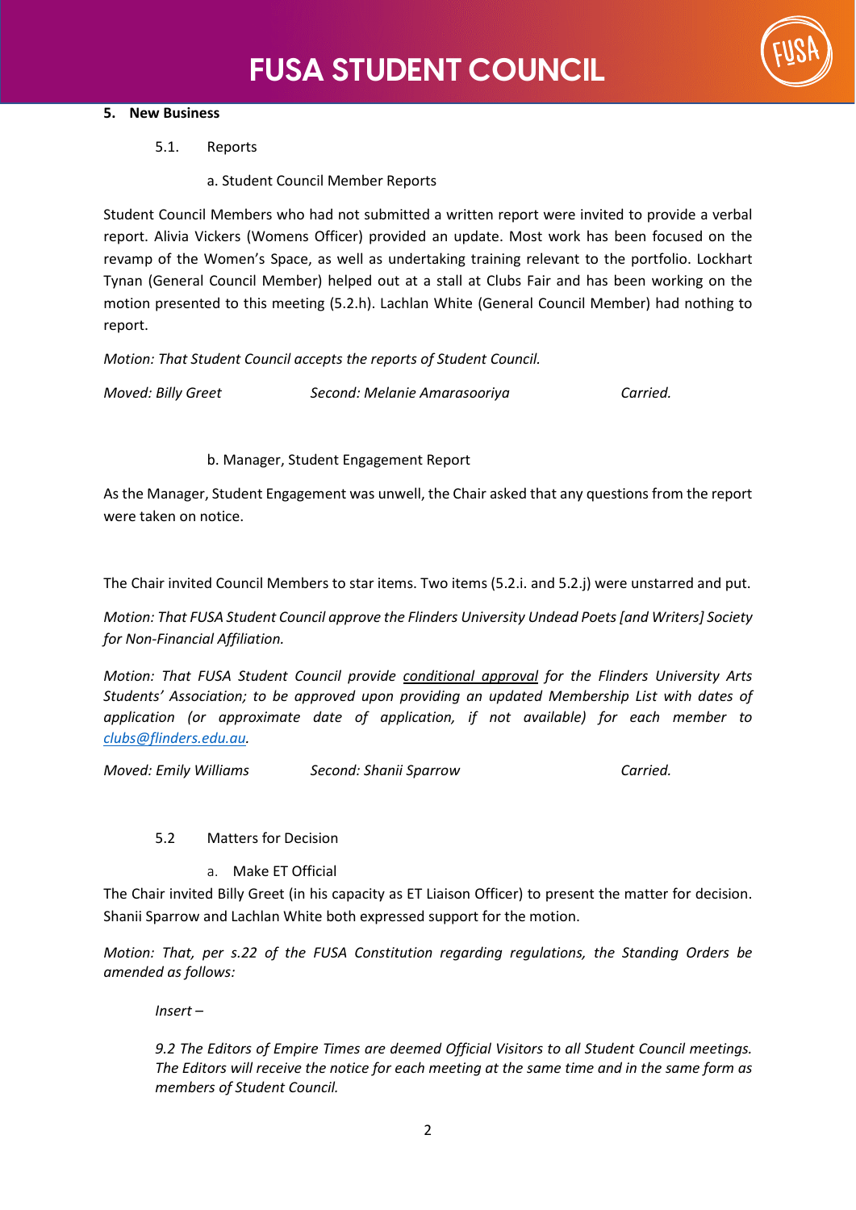**5. New Business**

5.1. Reports

a. Student Council Member Reports

Student Council Members who had not submitted a written report were invited to provide a verbal report. Alivia Vickers (Womens Officer) provided an update. Most work has been focused on the revamp of the Women's Space, as well as undertaking training relevant to the portfolio. Lockhart Tynan (General Council Member) helped out at a stall at Clubs Fair and has been working on the motion presented to this meeting (5.2.h). Lachlan White (General Council Member) had nothing to report.

*Motion: That Student Council accepts the reports of Student Council.*

*Moved: Billy Greet* *Second: Melanie Amarasooriya* *Carried.*

b. Manager, Student Engagement Report

As the Manager, Student Engagement was unwell, the Chair asked that any questions from the report were taken on notice.

The Chair invited Council Members to star items. Two items (5.2.i. and 5.2.j) were unstarred and put.

*Motion: That FUSA Student Council approve the Flinders University Undead Poets [and Writers] Society for Non-Financial Affiliation.*

*Motion: That FUSA Student Council provide <u>conditional approval</u> for the Flinders University Arts Students' Association; to be approved upon providing an updated Membership List with dates of application (or approximate date of application, if not available) for each member to [clubs@flinders.edu.au](mailto:clubs@flinders.edu.au).*

*Moved: Emily Williams* *Second: Shanii Sparrow* *Carried.*

5.2 Matters for Decision

a. Make ET Official

The Chair invited Billy Greet (in his capacity as ET Liaison Officer) to present the matter for decision. Shanii Sparrow and Lachlan White both expressed support for the motion.

*Motion: That, per s.22 of the FUSA Constitution regarding regulations, the Standing Orders be amended as follows:*

> *Insert –*
>
> *9.2 The Editors of Empire Times are deemed Official Visitors to all Student Council meetings. The Editors will receive the notice for each meeting at the same time and in the same form as members of Student Council.*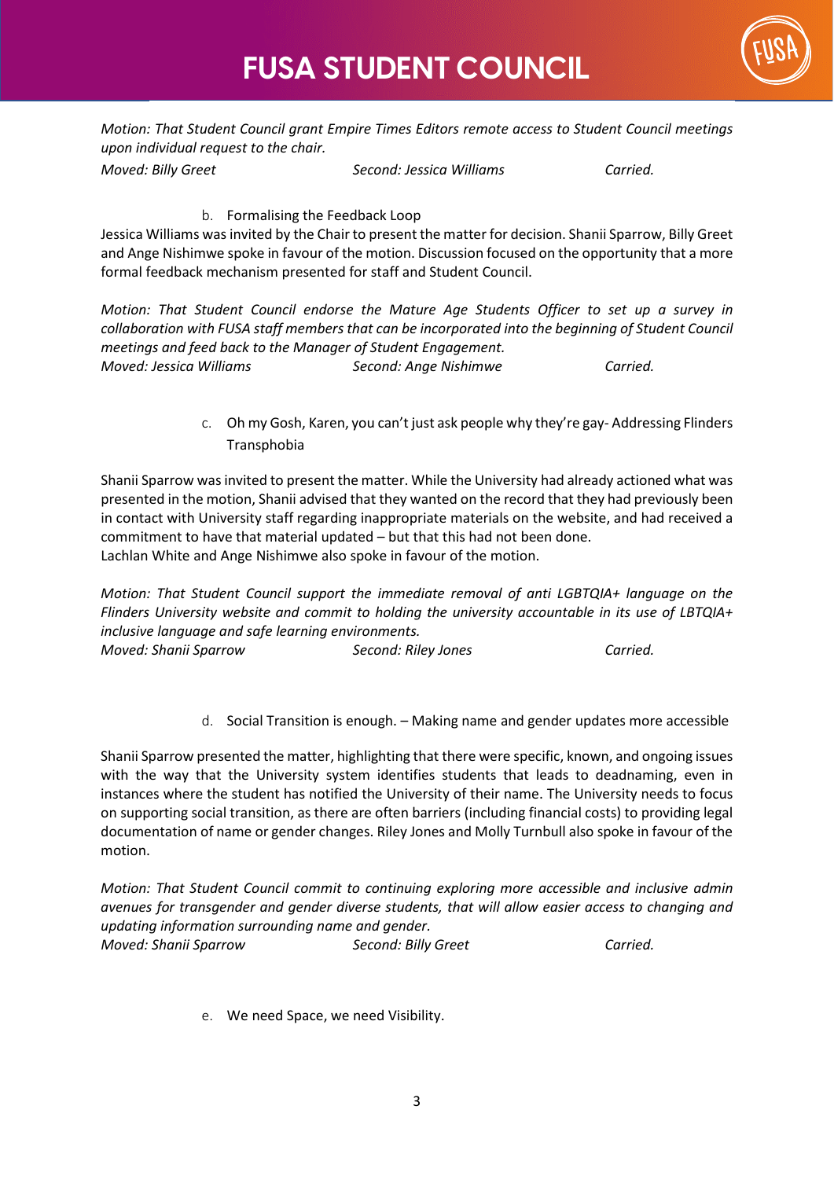*Motion: That Student Council grant Empire Times Editors remote access to Student Council meetings upon individual request to the chair.*

*Moved: Billy Greet* *Second: Jessica Williams* *Carried.*

b. Formalising the Feedback Loop

Jessica Williams was invited by the Chair to present the matter for decision. Shanii Sparrow, Billy Greet and Ange Nishimwe spoke in favour of the motion. Discussion focused on the opportunity that a more formal feedback mechanism presented for staff and Student Council.

*Motion: That Student Council endorse the Mature Age Students Officer to set up a survey in collaboration with FUSA staff members that can be incorporated into the beginning of Student Council meetings and feed back to the Manager of Student Engagement.*

*Moved: Jessica Williams* *Second: Ange Nishimwe* *Carried.*

c. Oh my Gosh, Karen, you can't just ask people why they're gay- Addressing Flinders Transphobia

Shanii Sparrow was invited to present the matter. While the University had already actioned what was presented in the motion, Shanii advised that they wanted on the record that they had previously been in contact with University staff regarding inappropriate materials on the website, and had received a commitment to have that material updated – but that this had not been done.

Lachlan White and Ange Nishimwe also spoke in favour of the motion.

*Motion: That Student Council support the immediate removal of anti LGBTQIA+ language on the Flinders University website and commit to holding the university accountable in its use of LBTQIA+ inclusive language and safe learning environments.*

*Moved: Shanii Sparrow* *Second: Riley Jones* *Carried.*

d. Social Transition is enough. – Making name and gender updates more accessible

Shanii Sparrow presented the matter, highlighting that there were specific, known, and ongoing issues with the way that the University system identifies students that leads to deadnaming, even in instances where the student has notified the University of their name. The University needs to focus on supporting social transition, as there are often barriers (including financial costs) to providing legal documentation of name or gender changes. Riley Jones and Molly Turnbull also spoke in favour of the motion.

*Motion: That Student Council commit to continuing exploring more accessible and inclusive admin avenues for transgender and gender diverse students, that will allow easier access to changing and updating information surrounding name and gender.*

*Moved: Shanii Sparrow* *Second: Billy Greet* *Carried.*

e. We need Space, we need Visibility.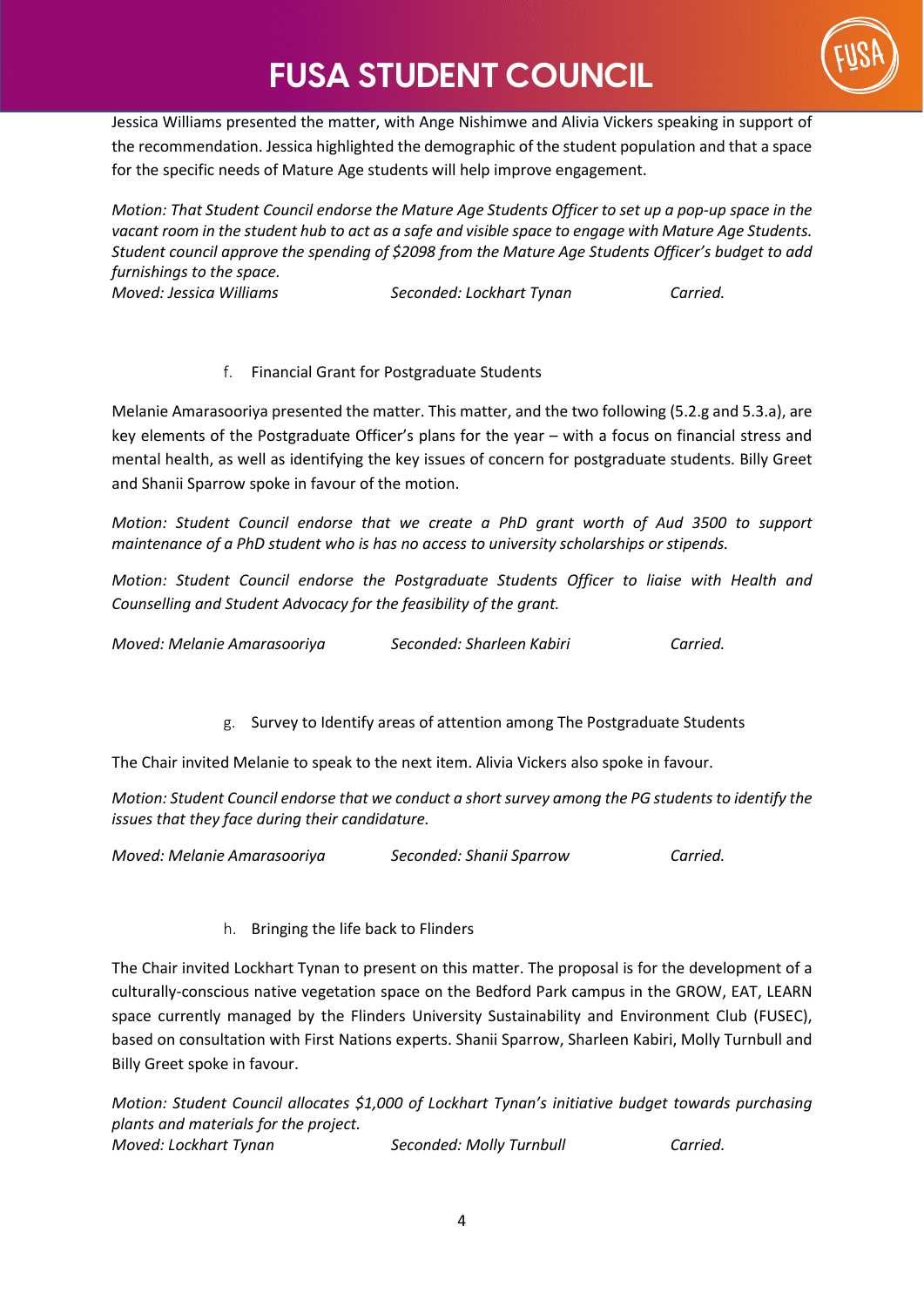Jessica Williams presented the matter, with Ange Nishimwe and Alivia Vickers speaking in support of the recommendation. Jessica highlighted the demographic of the student population and that a space for the specific needs of Mature Age students will help improve engagement.

*Motion: That Student Council endorse the Mature Age Students Officer to set up a pop-up space in the vacant room in the student hub to act as a safe and visible space to engage with Mature Age Students. Student council approve the spending of $2098 from the Mature Age Students Officer's budget to add furnishings to the space.*
*Moved: Jessica Williams  Seconded: Lockhart Tynan  Carried.*

f. Financial Grant for Postgraduate Students

Melanie Amarasooriya presented the matter. This matter, and the two following (5.2.g and 5.3.a), are key elements of the Postgraduate Officer's plans for the year – with a focus on financial stress and mental health, as well as identifying the key issues of concern for postgraduate students. Billy Greet and Shanii Sparrow spoke in favour of the motion.

*Motion: Student Council endorse that we create a PhD grant worth of Aud 3500 to support maintenance of a PhD student who is has no access to university scholarships or stipends.*

*Motion: Student Council endorse the Postgraduate Students Officer to liaise with Health and Counselling and Student Advocacy for the feasibility of the grant.*

*Moved: Melanie Amarasooriya  Seconded: Sharleen Kabiri  Carried.*

g. Survey to Identify areas of attention among The Postgraduate Students

The Chair invited Melanie to speak to the next item. Alivia Vickers also spoke in favour.

*Motion: Student Council endorse that we conduct a short survey among the PG students to identify the issues that they face during their candidature.*

*Moved: Melanie Amarasooriya  Seconded: Shanii Sparrow  Carried.*

h. Bringing the life back to Flinders

The Chair invited Lockhart Tynan to present on this matter. The proposal is for the development of a culturally-conscious native vegetation space on the Bedford Park campus in the GROW, EAT, LEARN space currently managed by the Flinders University Sustainability and Environment Club (FUSEC), based on consultation with First Nations experts. Shanii Sparrow, Sharleen Kabiri, Molly Turnbull and Billy Greet spoke in favour.

*Motion: Student Council allocates $1,000 of Lockhart Tynan's initiative budget towards purchasing plants and materials for the project.*
*Moved: Lockhart Tynan  Seconded: Molly Turnbull  Carried.*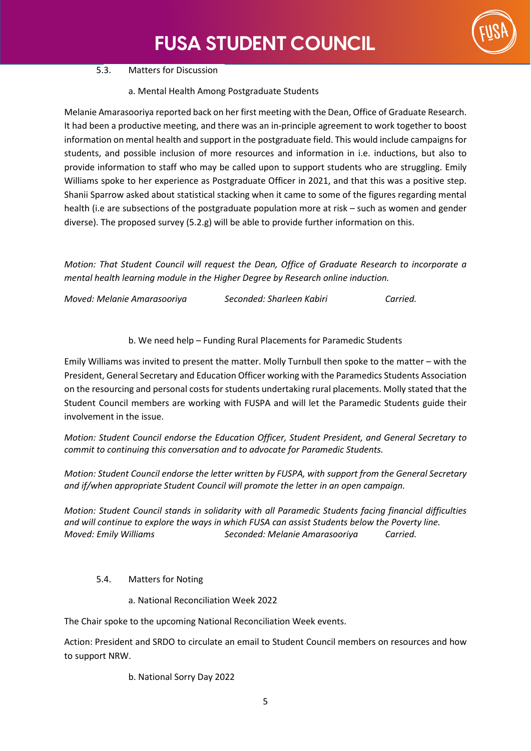### 5.3. Matters for Discussion

#### a. Mental Health Among Postgraduate Students

Melanie Amarasooriya reported back on her first meeting with the Dean, Office of Graduate Research. It had been a productive meeting, and there was an in-principle agreement to work together to boost information on mental health and support in the postgraduate field. This would include campaigns for students, and possible inclusion of more resources and information in i.e. inductions, but also to provide information to staff who may be called upon to support students who are struggling. Emily Williams spoke to her experience as Postgraduate Officer in 2021, and that this was a positive step. Shanii Sparrow asked about statistical stacking when it came to some of the figures regarding mental health (i.e are subsections of the postgraduate population more at risk – such as women and gender diverse). The proposed survey (5.2.g) will be able to provide further information on this.

*Motion: That Student Council will request the Dean, Office of Graduate Research to incorporate a mental health learning module in the Higher Degree by Research online induction.*

*Moved: Melanie Amarasooriya* &nbsp;&nbsp;&nbsp; *Seconded: Sharleen Kabiri* &nbsp;&nbsp;&nbsp; *Carried.*

#### b. We need help – Funding Rural Placements for Paramedic Students

Emily Williams was invited to present the matter. Molly Turnbull then spoke to the matter – with the President, General Secretary and Education Officer working with the Paramedics Students Association on the resourcing and personal costs for students undertaking rural placements. Molly stated that the Student Council members are working with FUSPA and will let the Paramedic Students guide their involvement in the issue.

*Motion: Student Council endorse the Education Officer, Student President, and General Secretary to commit to continuing this conversation and to advocate for Paramedic Students.*

*Motion: Student Council endorse the letter written by FUSPA, with support from the General Secretary and if/when appropriate Student Council will promote the letter in an open campaign.*

*Motion: Student Council stands in solidarity with all Paramedic Students facing financial difficulties and will continue to explore the ways in which FUSA can assist Students below the Poverty line.*
*Moved: Emily Williams* &nbsp;&nbsp;&nbsp; *Seconded: Melanie Amarasooriya* &nbsp;&nbsp;&nbsp; *Carried.*

### 5.4. Matters for Noting

#### a. National Reconciliation Week 2022

The Chair spoke to the upcoming National Reconciliation Week events.

Action: President and SRDO to circulate an email to Student Council members on resources and how to support NRW.

#### b. National Sorry Day 2022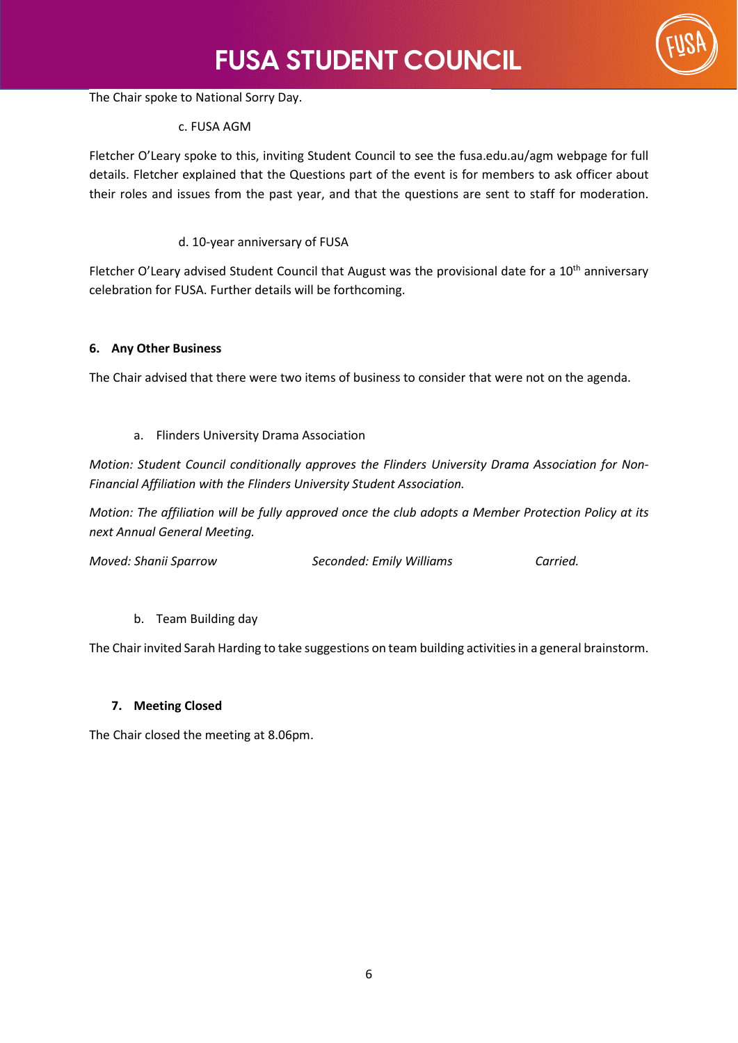The Chair spoke to National Sorry Day.

c. FUSA AGM

Fletcher O'Leary spoke to this, inviting Student Council to see the fusa.edu.au/agm webpage for full details. Fletcher explained that the Questions part of the event is for members to ask officer about their roles and issues from the past year, and that the questions are sent to staff for moderation.

d. 10-year anniversary of FUSA

Fletcher O'Leary advised Student Council that August was the provisional date for a 10th anniversary celebration for FUSA. Further details will be forthcoming.

**6. Any Other Business**

The Chair advised that there were two items of business to consider that were not on the agenda.

a. Flinders University Drama Association

*Motion: Student Council conditionally approves the Flinders University Drama Association for Non-Financial Affiliation with the Flinders University Student Association.*

*Motion: The affiliation will be fully approved once the club adopts a Member Protection Policy at its next Annual General Meeting.*

*Moved: Shanii Sparrow* *Seconded: Emily Williams* *Carried.*

b. Team Building day

The Chair invited Sarah Harding to take suggestions on team building activities in a general brainstorm.

**7. Meeting Closed**

The Chair closed the meeting at 8.06pm.